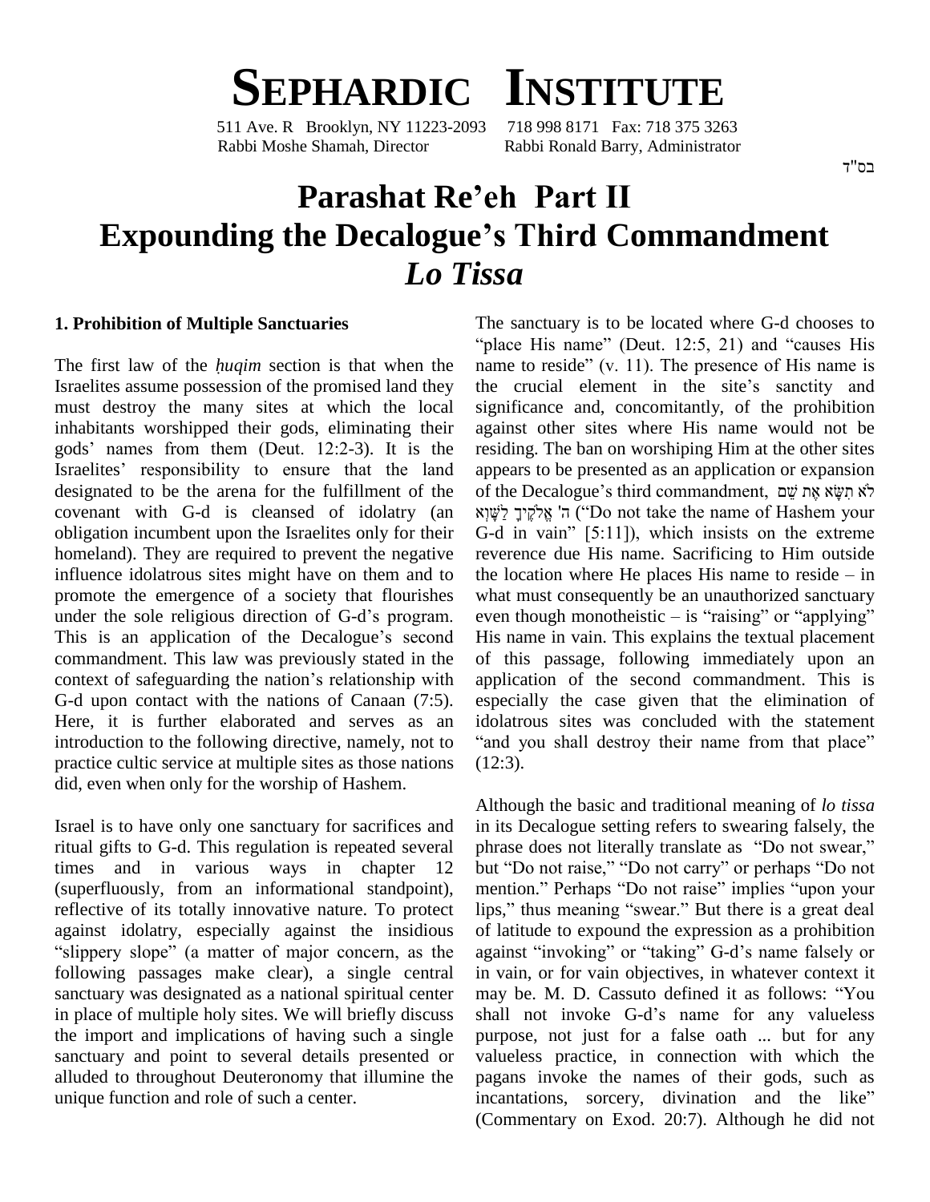# SEPHARDIC INSTITUTE

511 Ave. R Brooklyn, NY 11223-2093 718 998 8171 Fax: 718 375 3263
Rabbi Moshe Shamah, Director Rabbi Ronald Barry, Administrator

בס"ד

# Parashat Re'eh Part II
# Expounding the Decalogue's Third Commandment
# *Lo Tissa*

### 1. Prohibition of Multiple Sanctuaries

The first law of the *ḥuqim* section is that when the Israelites assume possession of the promised land they must destroy the many sites at which the local inhabitants worshipped their gods, eliminating their gods' names from them (Deut. 12:2-3). It is the Israelites' responsibility to ensure that the land designated to be the arena for the fulfillment of the covenant with G-d is cleansed of idolatry (an obligation incumbent upon the Israelites only for their homeland). They are required to prevent the negative influence idolatrous sites might have on them and to promote the emergence of a society that flourishes under the sole religious direction of G-d's program. This is an application of the Decalogue's second commandment. This law was previously stated in the context of safeguarding the nation's relationship with G-d upon contact with the nations of Canaan (7:5). Here, it is further elaborated and serves as an introduction to the following directive, namely, not to practice cultic service at multiple sites as those nations did, even when only for the worship of Hashem.

Israel is to have only one sanctuary for sacrifices and ritual gifts to G-d. This regulation is repeated several times and in various ways in chapter 12 (superfluously, from an informational standpoint), reflective of its totally innovative nature. To protect against idolatry, especially against the insidious "slippery slope" (a matter of major concern, as the following passages make clear), a single central sanctuary was designated as a national spiritual center in place of multiple holy sites. We will briefly discuss the import and implications of having such a single sanctuary and point to several details presented or alluded to throughout Deuteronomy that illumine the unique function and role of such a center.

The sanctuary is to be located where G-d chooses to "place His name" (Deut. 12:5, 21) and "causes His name to reside" (v. 11). The presence of His name is the crucial element in the site's sanctity and significance and, concomitantly, of the prohibition against other sites where His name would not be residing. The ban on worshiping Him at the other sites appears to be presented as an application or expansion of the Decalogue's third commandment, לֹא תִשָּׂא אֶת שֵׁם ה' אֱלֹקֶיךָ לַשָּׁוְא ("Do not take the name of Hashem your G-d in vain" [5:11]), which insists on the extreme reverence due His name. Sacrificing to Him outside the location where He places His name to reside – in what must consequently be an unauthorized sanctuary even though monotheistic – is "raising" or "applying" His name in vain. This explains the textual placement of this passage, following immediately upon an application of the second commandment. This is especially the case given that the elimination of idolatrous sites was concluded with the statement "and you shall destroy their name from that place" (12:3).

Although the basic and traditional meaning of *lo tissa* in its Decalogue setting refers to swearing falsely, the phrase does not literally translate as "Do not swear," but "Do not raise," "Do not carry" or perhaps "Do not mention." Perhaps "Do not raise" implies "upon your lips," thus meaning "swear." But there is a great deal of latitude to expound the expression as a prohibition against "invoking" or "taking" G-d's name falsely or in vain, or for vain objectives, in whatever context it may be. M. D. Cassuto defined it as follows: "You shall not invoke G-d's name for any valueless purpose, not just for a false oath ... but for any valueless practice, in connection with which the pagans invoke the names of their gods, such as incantations, sorcery, divination and the like" (Commentary on Exod. 20:7). Although he did not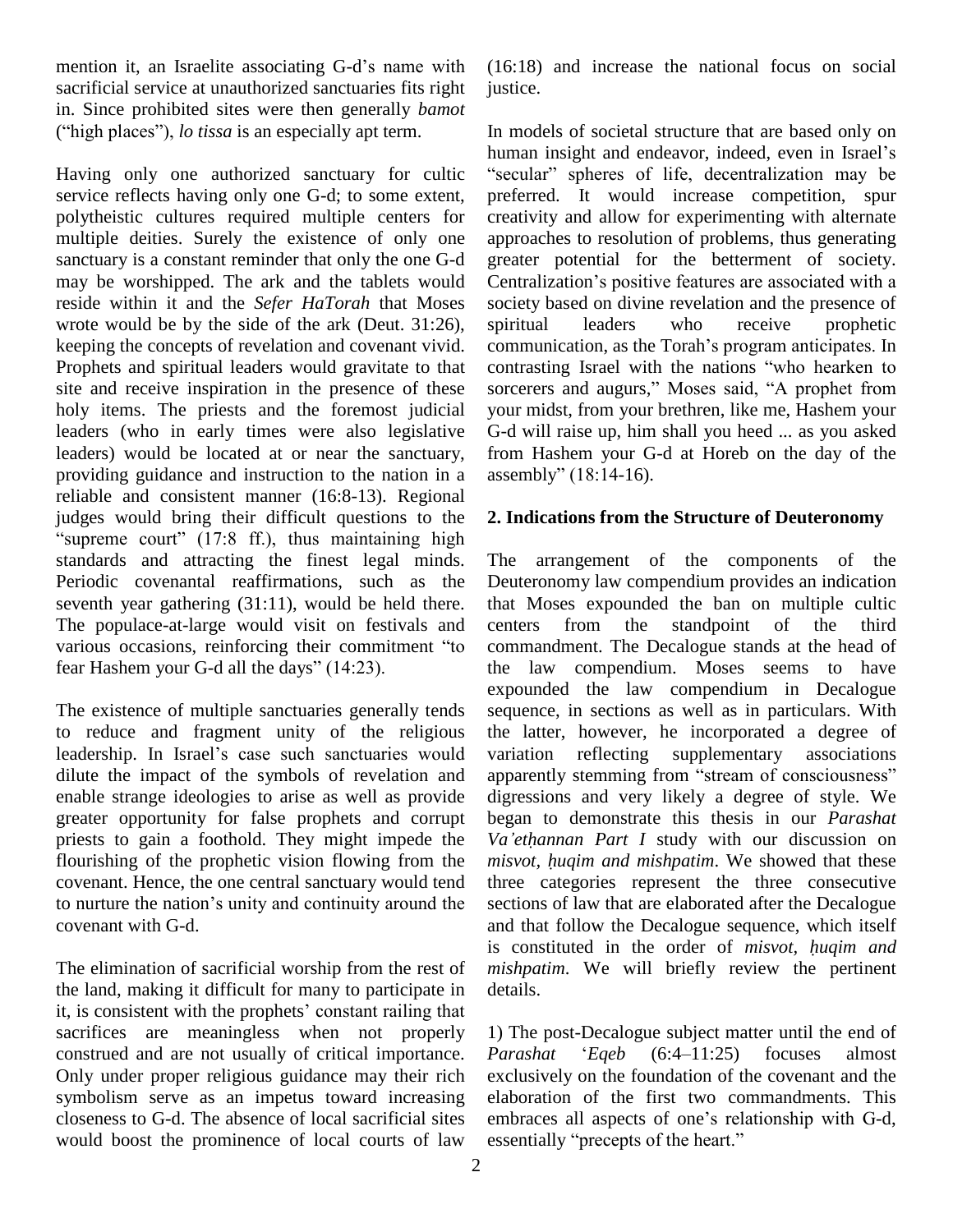mention it, an Israelite associating G-d's name with sacrificial service at unauthorized sanctuaries fits right in. Since prohibited sites were then generally *bamot* ("high places"), *lo tissa* is an especially apt term.

Having only one authorized sanctuary for cultic service reflects having only one G-d; to some extent, polytheistic cultures required multiple centers for multiple deities. Surely the existence of only one sanctuary is a constant reminder that only the one G-d may be worshipped. The ark and the tablets would reside within it and the *Sefer HaTorah* that Moses wrote would be by the side of the ark (Deut. 31:26), keeping the concepts of revelation and covenant vivid. Prophets and spiritual leaders would gravitate to that site and receive inspiration in the presence of these holy items. The priests and the foremost judicial leaders (who in early times were also legislative leaders) would be located at or near the sanctuary, providing guidance and instruction to the nation in a reliable and consistent manner (16:8-13). Regional judges would bring their difficult questions to the "supreme court" (17:8 ff.), thus maintaining high standards and attracting the finest legal minds. Periodic covenantal reaffirmations, such as the seventh year gathering (31:11), would be held there. The populace-at-large would visit on festivals and various occasions, reinforcing their commitment "to fear Hashem your G-d all the days" (14:23).

The existence of multiple sanctuaries generally tends to reduce and fragment unity of the religious leadership. In Israel's case such sanctuaries would dilute the impact of the symbols of revelation and enable strange ideologies to arise as well as provide greater opportunity for false prophets and corrupt priests to gain a foothold. They might impede the flourishing of the prophetic vision flowing from the covenant. Hence, the one central sanctuary would tend to nurture the nation's unity and continuity around the covenant with G-d.

The elimination of sacrificial worship from the rest of the land, making it difficult for many to participate in it, is consistent with the prophets' constant railing that sacrifices are meaningless when not properly construed and are not usually of critical importance. Only under proper religious guidance may their rich symbolism serve as an impetus toward increasing closeness to G-d. The absence of local sacrificial sites would boost the prominence of local courts of law (16:18) and increase the national focus on social justice.

In models of societal structure that are based only on human insight and endeavor, indeed, even in Israel's "secular" spheres of life, decentralization may be preferred. It would increase competition, spur creativity and allow for experimenting with alternate approaches to resolution of problems, thus generating greater potential for the betterment of society. Centralization's positive features are associated with a society based on divine revelation and the presence of spiritual leaders who receive prophetic communication, as the Torah's program anticipates. In contrasting Israel with the nations "who hearken to sorcerers and augurs," Moses said, "A prophet from your midst, from your brethren, like me, Hashem your G-d will raise up, him shall you heed ... as you asked from Hashem your G-d at Horeb on the day of the assembly" (18:14-16).

## 2. Indications from the Structure of Deuteronomy

The arrangement of the components of the Deuteronomy law compendium provides an indication that Moses expounded the ban on multiple cultic centers from the standpoint of the third commandment. The Decalogue stands at the head of the law compendium. Moses seems to have expounded the law compendium in Decalogue sequence, in sections as well as in particulars. With the latter, however, he incorporated a degree of variation reflecting supplementary associations apparently stemming from "stream of consciousness" digressions and very likely a degree of style. We began to demonstrate this thesis in our *Parashat Va'etḥannan Part I* study with our discussion on *misvot, ḥuqim and mishpatim*. We showed that these three categories represent the three consecutive sections of law that are elaborated after the Decalogue and that follow the Decalogue sequence, which itself is constituted in the order of *misvot, ḥuqim and mishpatim*. We will briefly review the pertinent details.

1) The post-Decalogue subject matter until the end of *Parashat* '*Eqeb* (6:4–11:25) focuses almost exclusively on the foundation of the covenant and the elaboration of the first two commandments. This embraces all aspects of one's relationship with G-d, essentially "precepts of the heart."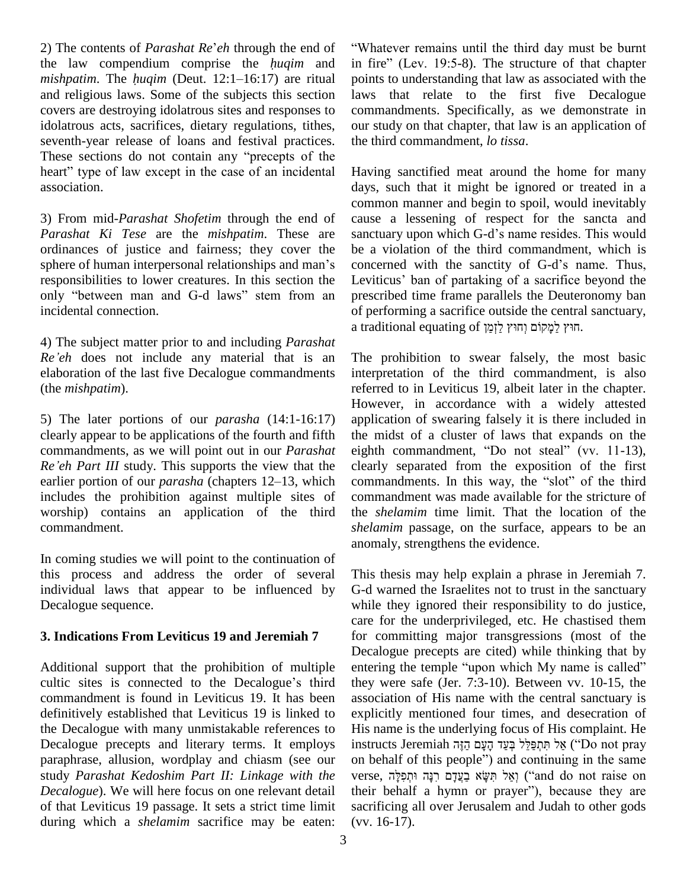2) The contents of *Parashat Re'eh* through the end of the law compendium comprise the *ḥuqim* and *mishpatim*. The *ḥuqim* (Deut. 12:1–16:17) are ritual and religious laws. Some of the subjects this section covers are destroying idolatrous sites and responses to idolatrous acts, sacrifices, dietary regulations, tithes, seventh-year release of loans and festival practices. These sections do not contain any "precepts of the heart" type of law except in the case of an incidental association.

3) From mid-*Parashat Shofetim* through the end of *Parashat Ki Tese* are the *mishpatim*. These are ordinances of justice and fairness; they cover the sphere of human interpersonal relationships and man's responsibilities to lower creatures. In this section the only "between man and G-d laws" stem from an incidental connection.

4) The subject matter prior to and including *Parashat Re'eh* does not include any material that is an elaboration of the last five Decalogue commandments (the *mishpatim*).

5) The later portions of our *parasha* (14:1-16:17) clearly appear to be applications of the fourth and fifth commandments, as we will point out in our *Parashat Re'eh Part III* study. This supports the view that the earlier portion of our *parasha* (chapters 12–13, which includes the prohibition against multiple sites of worship) contains an application of the third commandment.

In coming studies we will point to the continuation of this process and address the order of several individual laws that appear to be influenced by Decalogue sequence.

## 3. Indications From Leviticus 19 and Jeremiah 7

Additional support that the prohibition of multiple cultic sites is connected to the Decalogue's third commandment is found in Leviticus 19. It has been definitively established that Leviticus 19 is linked to the Decalogue with many unmistakable references to Decalogue precepts and literary terms. It employs paraphrase, allusion, wordplay and chiasm (see our study *Parashat Kedoshim Part II: Linkage with the Decalogue*). We will here focus on one relevant detail of that Leviticus 19 passage. It sets a strict time limit during which a *shelamim* sacrifice may be eaten: "Whatever remains until the third day must be burnt in fire" (Lev. 19:5-8). The structure of that chapter points to understanding that law as associated with the laws that relate to the first five Decalogue commandments. Specifically, as we demonstrate in our study on that chapter, that law is an application of the third commandment, *lo tissa*.

Having sanctified meat around the home for many days, such that it might be ignored or treated in a common manner and begin to spoil, would inevitably cause a lessening of respect for the sancta and sanctuary upon which G-d's name resides. This would be a violation of the third commandment, which is concerned with the sanctity of G-d's name. Thus, Leviticus' ban of partaking of a sacrifice beyond the prescribed time frame parallels the Deuteronomy ban of performing a sacrifice outside the central sanctuary, a traditional equating of חוּץ לַמָּקוֹם וְחוּץ לַזְּמַן.

The prohibition to swear falsely, the most basic interpretation of the third commandment, is also referred to in Leviticus 19, albeit later in the chapter. However, in accordance with a widely attested application of swearing falsely it is there included in the midst of a cluster of laws that expands on the eighth commandment, "Do not steal" (vv. 11-13), clearly separated from the exposition of the first commandments. In this way, the "slot" of the third commandment was made available for the stricture of the *shelamim* time limit. That the location of the *shelamim* passage, on the surface, appears to be an anomaly, strengthens the evidence.

This thesis may help explain a phrase in Jeremiah 7. G-d warned the Israelites not to trust in the sanctuary while they ignored their responsibility to do justice, care for the underprivileged, etc. He chastised them for committing major transgressions (most of the Decalogue precepts are cited) while thinking that by entering the temple "upon which My name is called" they were safe (Jer. 7:3-10). Between vv. 10-15, the association of His name with the central sanctuary is explicitly mentioned four times, and desecration of His name is the underlying focus of His complaint. He instructs Jeremiah אַל תִּתְפַּלֵּל בְּעַד הָעָם הַזֶּה ("Do not pray on behalf of this people") and continuing in the same verse, וְאַל תִּשָּׂא בַעֲדָם רִנָּה וּתְפִלָּה ("and do not raise on their behalf a hymn or prayer"), because they are sacrificing all over Jerusalem and Judah to other gods (vv. 16-17).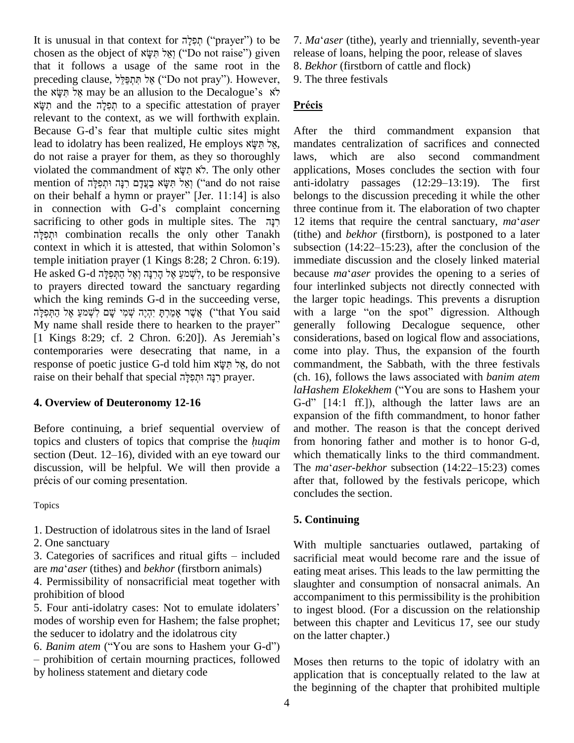It is unusual in that context for תְּפִלָּה ("prayer") to be chosen as the object of וְאַל תִּשָּׂא ("Do not raise") given that it follows a usage of the same root in the preceding clause, אַל תִּתְפַּלֵּל ("Do not pray"). However, the אַל תִּשָּׂא may be an allusion to the Decalogue's לֹא תִשָּׂא and the תְּפִלָּה to a specific attestation of prayer relevant to the context, as we will forthwith explain. Because G-d's fear that multiple cultic sites might lead to idolatry has been realized, He employs אַל תִּשָּׂא, do not raise a prayer for them, as they so thoroughly violated the commandment of לֹא תִשָּׂא. The only other mention of וְאַל תִּשָּׂא בַעֲדָם רִנָּה וּתְפִלָּה ("and do not raise on their behalf a hymn or prayer" [Jer. 11:14] is also in connection with G-d's complaint concerning sacrificing to other gods in multiple sites. The רִנָּה וּתְפִלָּה combination recalls the only other Tanakh context in which it is attested, that within Solomon's temple initiation prayer (1 Kings 8:28; 2 Chron. 6:19). He asked G-d לִשְׁמֹעַ אֶל הָרִנָּה וְאֶל הַתְּפִלָּה, to be responsive to prayers directed toward the sanctuary regarding which the king reminds G-d in the succeeding verse, אֲשֶׁר אָמַרְתָּ יִהְיֶה שְׁמִי שָׁם לִשְׁמֹעַ אֶל הַתְּפִלָּה ("that You said My name shall reside there to hearken to the prayer" [1 Kings 8:29; cf. 2 Chron. 6:20]). As Jeremiah's contemporaries were desecrating that name, in a response of poetic justice G-d told him אַל תִּשָּׂא, do not raise on their behalf that special רִנָּה וּתְפִלָּה prayer.

## 4. Overview of Deuteronomy 12-16

Before continuing, a brief sequential overview of topics and clusters of topics that comprise the *ḥuqim* section (Deut. 12–16), divided with an eye toward our discussion, will be helpful. We will then provide a précis of our coming presentation.

Topics

1. Destruction of idolatrous sites in the land of Israel
2. One sanctuary
3. Categories of sacrifices and ritual gifts – included are *ma'aser* (tithes) and *bekhor* (firstborn animals)
4. Permissibility of nonsacrificial meat together with prohibition of blood
5. Four anti-idolatry cases: Not to emulate idolaters' modes of worship even for Hashem; the false prophet; the seducer to idolatry and the idolatrous city
6. *Banim atem* ("You are sons to Hashem your G-d") – prohibition of certain mourning practices, followed by holiness statement and dietary code
7. *Ma'aser* (tithe), yearly and triennially, seventh-year release of loans, helping the poor, release of slaves
8. *Bekhor* (firstborn of cattle and flock)
9. The three festivals

**Précis**

After the third commandment expansion that mandates centralization of sacrifices and connected laws, which are also second commandment applications, Moses concludes the section with four anti-idolatry passages (12:29–13:19). The first belongs to the discussion preceding it while the other three continue from it. The elaboration of two chapter 12 items that require the central sanctuary, *ma'aser* (tithe) and *bekhor* (firstborn), is postponed to a later subsection (14:22–15:23), after the conclusion of the immediate discussion and the closely linked material because *ma'aser* provides the opening to a series of four interlinked subjects not directly connected with the larger topic headings. This prevents a disruption with a large "on the spot" digression. Although generally following Decalogue sequence, other considerations, based on logical flow and associations, come into play. Thus, the expansion of the fourth commandment, the Sabbath, with the three festivals (ch. 16), follows the laws associated with *banim atem laHashem Elokekhem* ("You are sons to Hashem your G-d" [14:1 ff.]), although the latter laws are an expansion of the fifth commandment, to honor father and mother. The reason is that the concept derived from honoring father and mother is to honor G-d, which thematically links to the third commandment. The *ma'aser-bekhor* subsection (14:22–15:23) comes after that, followed by the festivals pericope, which concludes the section.

## 5. Continuing

With multiple sanctuaries outlawed, partaking of sacrificial meat would become rare and the issue of eating meat arises. This leads to the law permitting the slaughter and consumption of nonsacral animals. An accompaniment to this permissibility is the prohibition to ingest blood. (For a discussion on the relationship between this chapter and Leviticus 17, see our study on the latter chapter.)

Moses then returns to the topic of idolatry with an application that is conceptually related to the law at the beginning of the chapter that prohibited multiple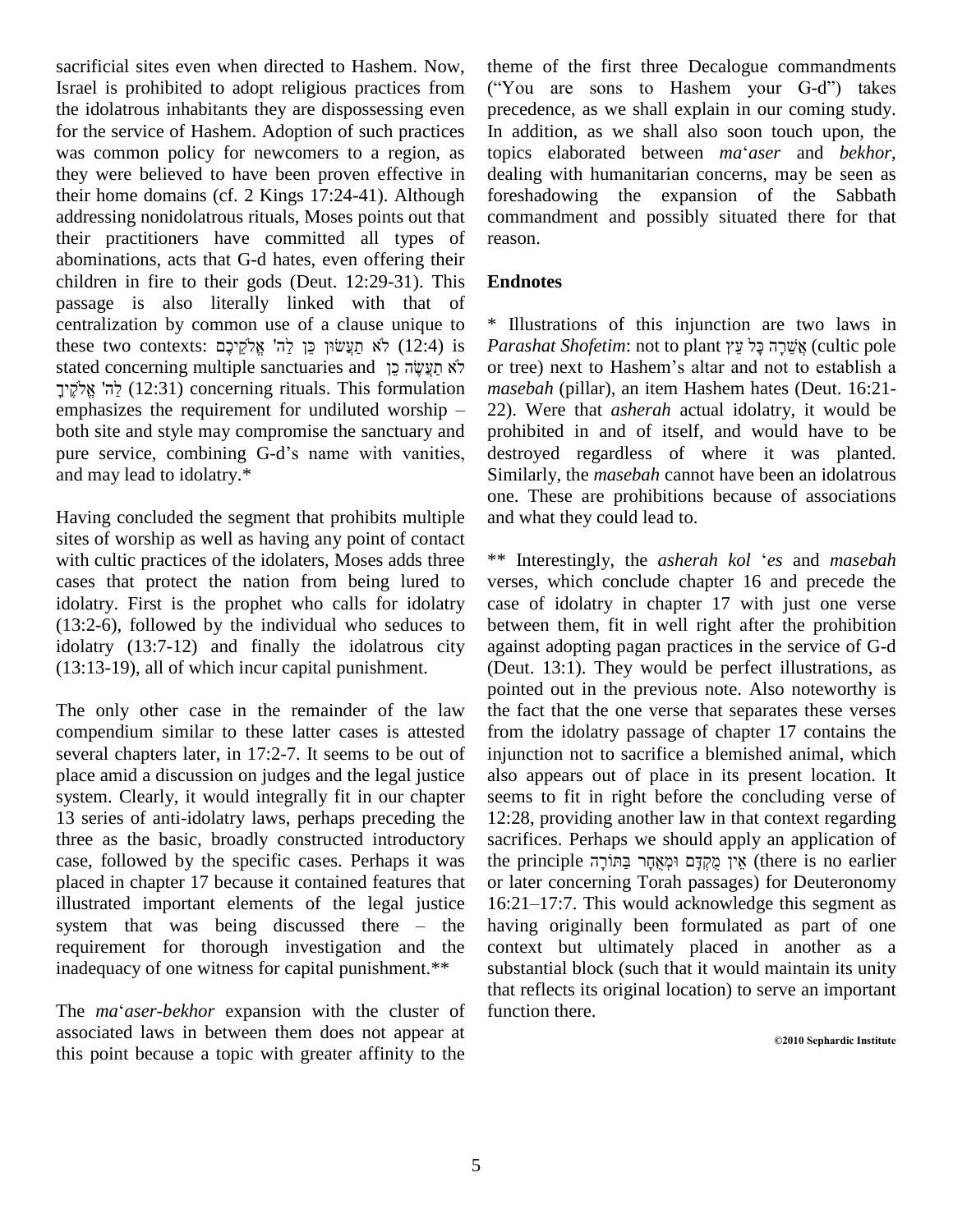sacrificial sites even when directed to Hashem. Now, Israel is prohibited to adopt religious practices from the idolatrous inhabitants they are dispossessing even for the service of Hashem. Adoption of such practices was common policy for newcomers to a region, as they were believed to have been proven effective in their home domains (cf. 2 Kings 17:24-41). Although addressing nonidolatrous rituals, Moses points out that their practitioners have committed all types of abominations, acts that G-d hates, even offering their children in fire to their gods (Deut. 12:29-31). This passage is also literally linked with that of centralization by common use of a clause unique to these two contexts: לֹא תַעֲשׂוּן כֵּן לַה' אֱלֹקֵיכֶם (12:4) is stated concerning multiple sanctuaries and לֹא תַעֲשֶׂה כֵן לַה' אֱלֹקֶיךָ (12:31) concerning rituals. This formulation emphasizes the requirement for undiluted worship – both site and style may compromise the sanctuary and pure service, combining G-d's name with vanities, and may lead to idolatry.*

Having concluded the segment that prohibits multiple sites of worship as well as having any point of contact with cultic practices of the idolaters, Moses adds three cases that protect the nation from being lured to idolatry. First is the prophet who calls for idolatry (13:2-6), followed by the individual who seduces to idolatry (13:7-12) and finally the idolatrous city (13:13-19), all of which incur capital punishment.

The only other case in the remainder of the law compendium similar to these latter cases is attested several chapters later, in 17:2-7. It seems to be out of place amid a discussion on judges and the legal justice system. Clearly, it would integrally fit in our chapter 13 series of anti-idolatry laws, perhaps preceding the three as the basic, broadly constructed introductory case, followed by the specific cases. Perhaps it was placed in chapter 17 because it contained features that illustrated important elements of the legal justice system that was being discussed there – the requirement for thorough investigation and the inadequacy of one witness for capital punishment.**

The *ma*'*aser-bekhor* expansion with the cluster of associated laws in between them does not appear at this point because a topic with greater affinity to the theme of the first three Decalogue commandments ("You are sons to Hashem your G-d") takes precedence, as we shall explain in our coming study. In addition, as we shall also soon touch upon, the topics elaborated between *ma*'*aser* and *bekhor*, dealing with humanitarian concerns, may be seen as foreshadowing the expansion of the Sabbath commandment and possibly situated there for that reason.

## Endnotes

\* Illustrations of this injunction are two laws in *Parashat Shofetim*: not to plant אֲשֵׁרָה כָּל עֵץ (cultic pole or tree) next to Hashem's altar and not to establish a *masebah* (pillar), an item Hashem hates (Deut. 16:21-22). Were that *asherah* actual idolatry, it would be prohibited in and of itself, and would have to be destroyed regardless of where it was planted. Similarly, the *masebah* cannot have been an idolatrous one. These are prohibitions because of associations and what they could lead to.

\*\* Interestingly, the *asherah kol* '*es* and *masebah* verses, which conclude chapter 16 and precede the case of idolatry in chapter 17 with just one verse between them, fit in well right after the prohibition against adopting pagan practices in the service of G-d (Deut. 13:1). They would be perfect illustrations, as pointed out in the previous note. Also noteworthy is the fact that the one verse that separates these verses from the idolatry passage of chapter 17 contains the injunction not to sacrifice a blemished animal, which also appears out of place in its present location. It seems to fit in right before the concluding verse of 12:28, providing another law in that context regarding sacrifices. Perhaps we should apply an application of the principle אֵין מֻקְדָּם וּמְאֻחָר בַּתּוֹרָה (there is no earlier or later concerning Torah passages) for Deuteronomy 16:21–17:7. This would acknowledge this segment as having originally been formulated as part of one context but ultimately placed in another as a substantial block (such that it would maintain its unity that reflects its original location) to serve an important function there.

**©2010 Sephardic Institute**